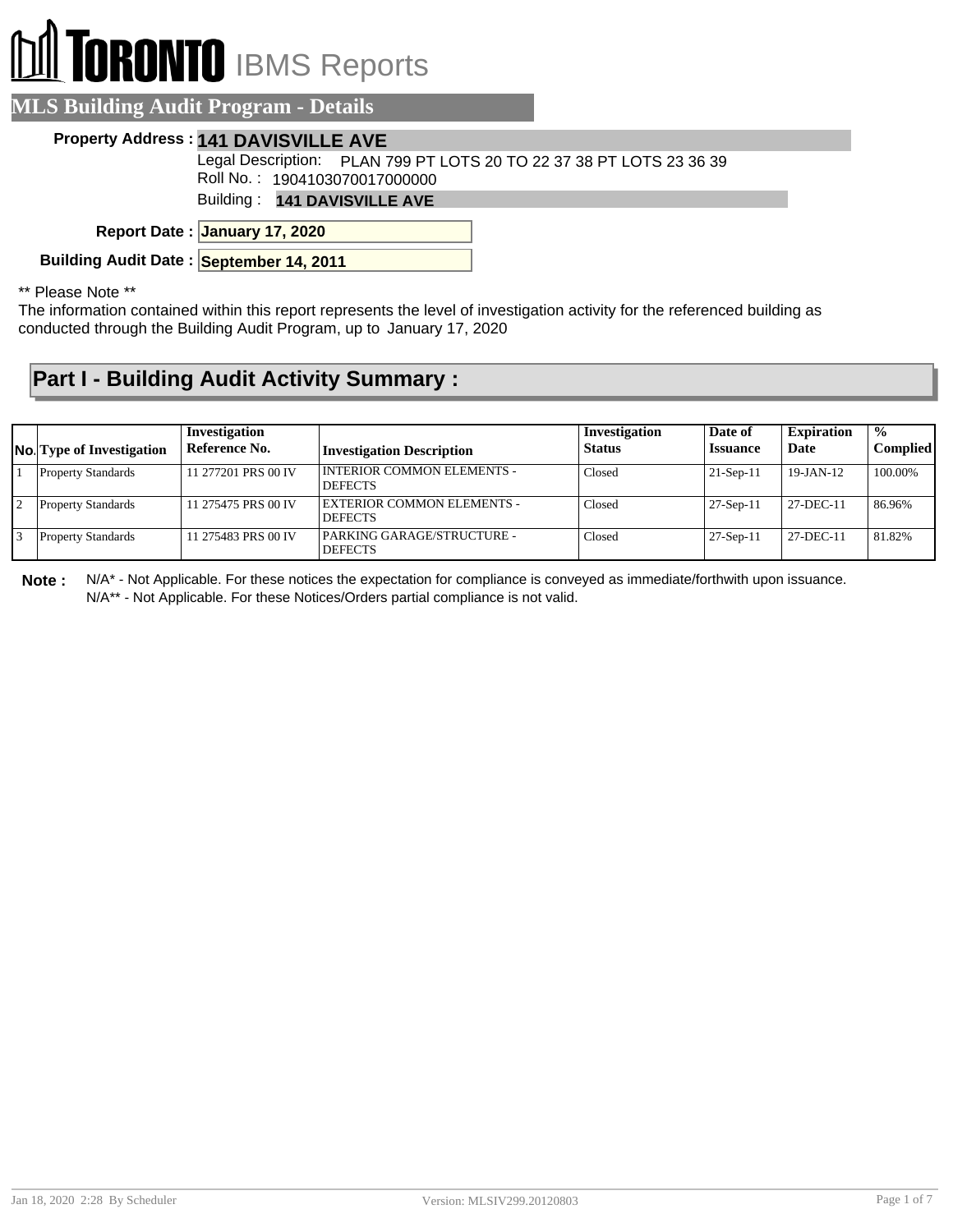# TORONTO IBMS Reports

## MLS Building Audit Program - Details

**Property Address :** **141 DAVISVILLE AVE**

Legal Description: PLAN 799 PT LOTS 20 TO 22 37 38 PT LOTS 23 36 39

Roll No. : 1904103070017000000

Building : **141 DAVISVILLE AVE**

**Report Date :** **January 17, 2020**

**Building Audit Date :** **September 14, 2011**

** Please Note **

The information contained within this report represents the level of investigation activity for the referenced building as conducted through the Building Audit Program, up to January 17, 2020

## Part I - Building Audit Activity Summary :

| No. | Type of Investigation | Investigation Reference No. | Investigation Description | Investigation Status | Date of Issuance | Expiration Date | % Complied |
|---|---|---|---|---|---|---|---|
| 1 | Property Standards | 11 277201 PRS 00 IV | INTERIOR COMMON ELEMENTS - DEFECTS | Closed | 21-Sep-11 | 19-JAN-12 | 100.00% |
| 2 | Property Standards | 11 275475 PRS 00 IV | EXTERIOR COMMON ELEMENTS - DEFECTS | Closed | 27-Sep-11 | 27-DEC-11 | 86.96% |
| 3 | Property Standards | 11 275483 PRS 00 IV | PARKING GARAGE/STRUCTURE - DEFECTS | Closed | 27-Sep-11 | 27-DEC-11 | 81.82% |

**Note :** N/A* - Not Applicable. For these notices the expectation for compliance is conveyed as immediate/forthwith upon issuance.
N/A** - Not Applicable. For these Notices/Orders partial compliance is not valid.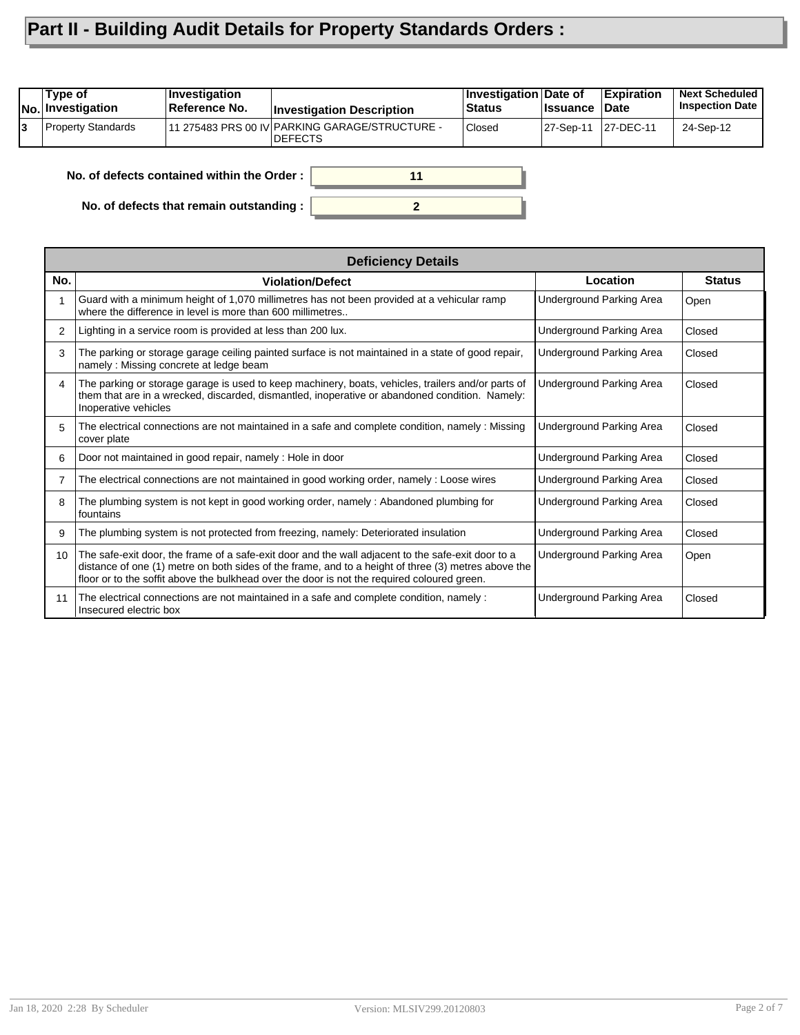# Part II - Building Audit Details for Property Standards Orders :

| No. | Type of Investigation | Investigation Reference No. | Investigation Description | Investigation Status | Date of Issuance | Expiration Date | Next Scheduled Inspection Date |
|---|---|---|---|---|---|---|---|
| 3 | Property Standards | 11 275483 PRS 00 IV | PARKING GARAGE/STRUCTURE - DEFECTS | Closed | 27-Sep-11 | 27-DEC-11 | 24-Sep-12 |

**No. of defects contained within the Order :** 11

**No. of defects that remain outstanding :** 2

| Deficiency Details | | | |
|---|---|---|---|
| **No.** | **Violation/Defect** | **Location** | **Status** |
| 1 | Guard with a minimum height of 1,070 millimetres has not been provided at a vehicular ramp where the difference in level is more than 600 millimetres.. | Underground Parking Area | Open |
| 2 | Lighting in a service room is provided at less than 200 lux. | Underground Parking Area | Closed |
| 3 | The parking or storage garage ceiling painted surface is not maintained in a state of good repair, namely : Missing concrete at ledge beam | Underground Parking Area | Closed |
| 4 | The parking or storage garage is used to keep machinery, boats, vehicles, trailers and/or parts of them that are in a wrecked, discarded, dismantled, inoperative or abandoned condition. Namely: Inoperative vehicles | Underground Parking Area | Closed |
| 5 | The electrical connections are not maintained in a safe and complete condition, namely : Missing cover plate | Underground Parking Area | Closed |
| 6 | Door not maintained in good repair, namely : Hole in door | Underground Parking Area | Closed |
| 7 | The electrical connections are not maintained in good working order, namely : Loose wires | Underground Parking Area | Closed |
| 8 | The plumbing system is not kept in good working order, namely : Abandoned plumbing for fountains | Underground Parking Area | Closed |
| 9 | The plumbing system is not protected from freezing, namely: Deteriorated insulation | Underground Parking Area | Closed |
| 10 | The safe-exit door, the frame of a safe-exit door and the wall adjacent to the safe-exit door to a distance of one (1) metre on both sides of the frame, and to a height of three (3) metres above the floor or to the soffit above the bulkhead over the door is not the required coloured green. | Underground Parking Area | Open |
| 11 | The electrical connections are not maintained in a safe and complete condition, namely : Insecured electric box | Underground Parking Area | Closed |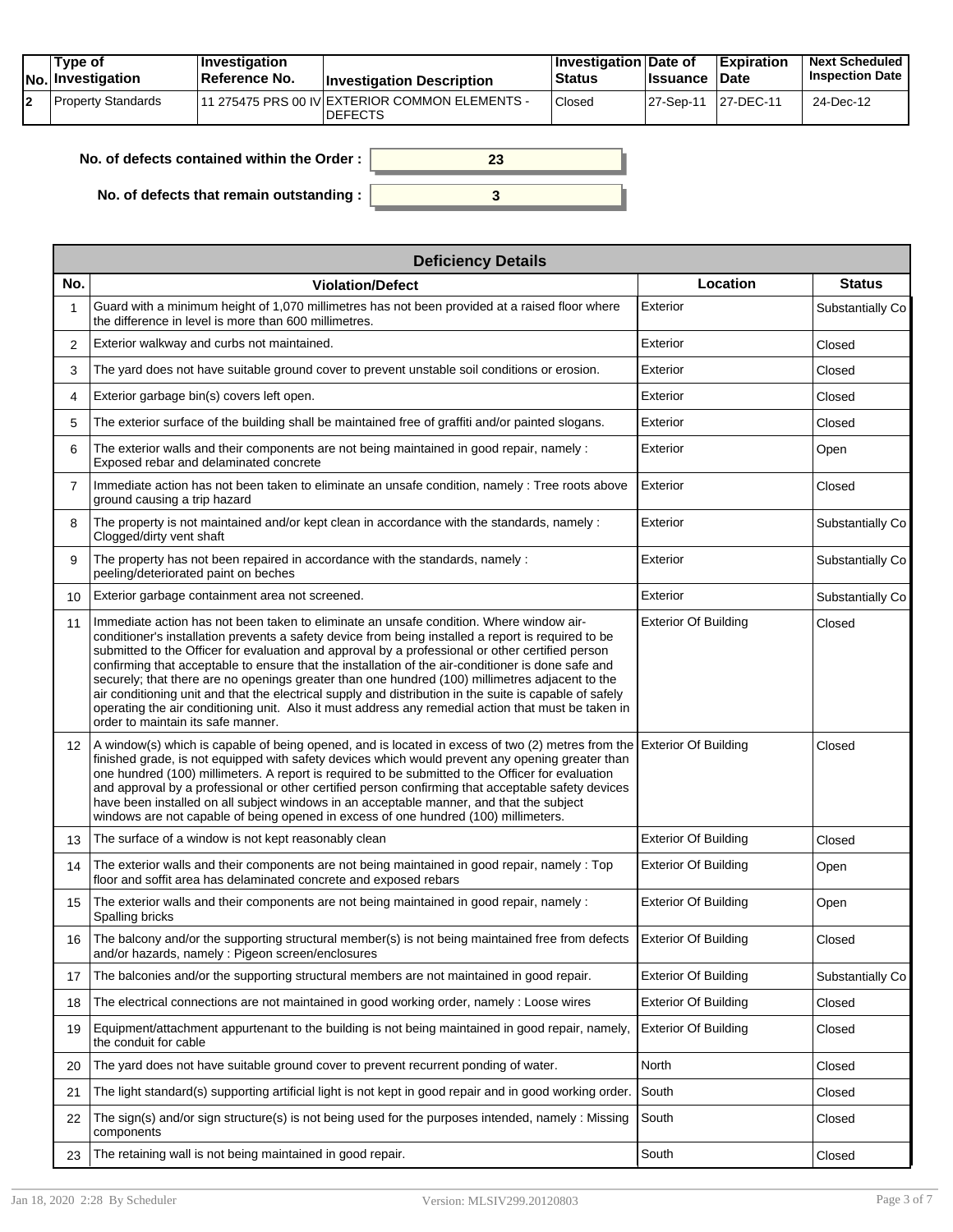| No. | Type of Investigation | Investigation Reference No. | Investigation Description | Investigation Status | Date of Issuance | Expiration Date | Next Scheduled Inspection Date |
|---|---|---|---|---|---|---|---|
| 2 | Property Standards | 11 275475 PRS 00 IV | EXTERIOR COMMON ELEMENTS - DEFECTS | Closed | 27-Sep-11 | 27-DEC-11 | 24-Dec-12 |

**No. of defects contained within the Order :** 23

**No. of defects that remain outstanding :** 3

| Deficiency Details | | | |
|---|---|---|---|
| **No.** | **Violation/Defect** | **Location** | **Status** |
| 1 | Guard with a minimum height of 1,070 millimetres has not been provided at a raised floor where the difference in level is more than 600 millimetres. | Exterior | Substantially Co |
| 2 | Exterior walkway and curbs not maintained. | Exterior | Closed |
| 3 | The yard does not have suitable ground cover to prevent unstable soil conditions or erosion. | Exterior | Closed |
| 4 | Exterior garbage bin(s) covers left open. | Exterior | Closed |
| 5 | The exterior surface of the building shall be maintained free of graffiti and/or painted slogans. | Exterior | Closed |
| 6 | The exterior walls and their components are not being maintained in good repair, namely : Exposed rebar and delaminated concrete | Exterior | Open |
| 7 | Immediate action has not been taken to eliminate an unsafe condition, namely : Tree roots above ground causing a trip hazard | Exterior | Closed |
| 8 | The property is not maintained and/or kept clean in accordance with the standards, namely : Clogged/dirty vent shaft | Exterior | Substantially Co |
| 9 | The property has not been repaired in accordance with the standards, namely : peeling/deteriorated paint on beches | Exterior | Substantially Co |
| 10 | Exterior garbage containment area not screened. | Exterior | Substantially Co |
| 11 | Immediate action has not been taken to eliminate an unsafe condition. Where window air-conditioner's installation prevents a safety device from being installed a report is required to be submitted to the Officer for evaluation and approval by a professional or other certified person confirming that acceptable to ensure that the installation of the air-conditioner is done safe and securely; that there are no openings greater than one hundred (100) millimetres adjacent to the air conditioning unit and that the electrical supply and distribution in the suite is capable of safely operating the air conditioning unit. Also it must address any remedial action that must be taken in order to maintain its safe manner. | Exterior Of Building | Closed |
| 12 | A window(s) which is capable of being opened, and is located in excess of two (2) metres from the finished grade, is not equipped with safety devices which would prevent any opening greater than one hundred (100) millimeters. A report is required to be submitted to the Officer for evaluation and approval by a professional or other certified person confirming that acceptable safety devices have been installed on all subject windows in an acceptable manner, and that the subject windows are not capable of being opened in excess of one hundred (100) millimeters. | Exterior Of Building | Closed |
| 13 | The surface of a window is not kept reasonably clean | Exterior Of Building | Closed |
| 14 | The exterior walls and their components are not being maintained in good repair, namely : Top floor and soffit area has delaminated concrete and exposed rebars | Exterior Of Building | Open |
| 15 | The exterior walls and their components are not being maintained in good repair, namely : Spalling bricks | Exterior Of Building | Open |
| 16 | The balcony and/or the supporting structural member(s) is not being maintained free from defects and/or hazards, namely : Pigeon screen/enclosures | Exterior Of Building | Closed |
| 17 | The balconies and/or the supporting structural members are not maintained in good repair. | Exterior Of Building | Substantially Co |
| 18 | The electrical connections are not maintained in good working order, namely : Loose wires | Exterior Of Building | Closed |
| 19 | Equipment/attachment appurtenant to the building is not being maintained in good repair, namely, the conduit for cable | Exterior Of Building | Closed |
| 20 | The yard does not have suitable ground cover to prevent recurrent ponding of water. | North | Closed |
| 21 | The light standard(s) supporting artificial light is not kept in good repair and in good working order. | South | Closed |
| 22 | The sign(s) and/or sign structure(s) is not being used for the purposes intended, namely : Missing components | South | Closed |
| 23 | The retaining wall is not being maintained in good repair. | South | Closed |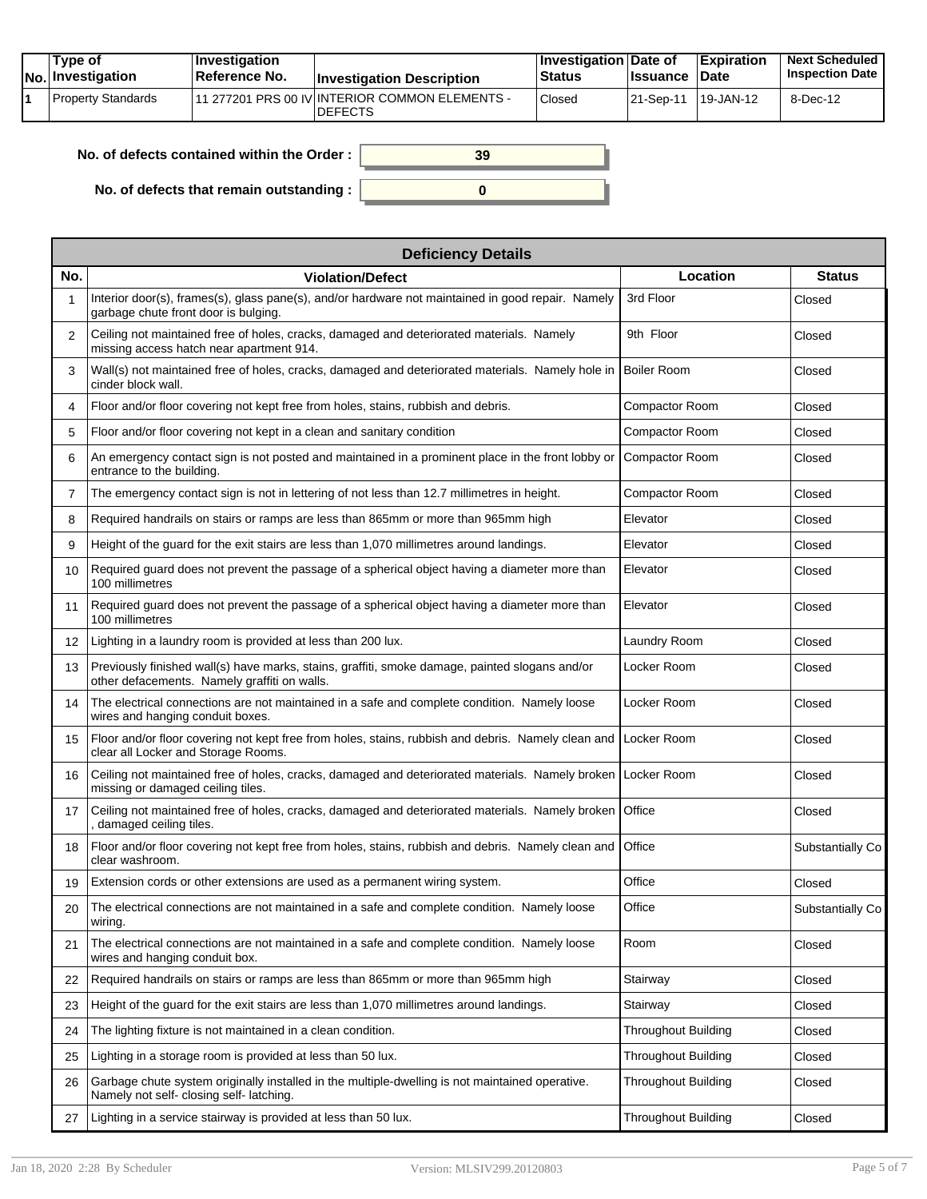| No. | Type of Investigation | Investigation Reference No. | Investigation Description | Investigation Status | Date of Issuance | Expiration Date | Next Scheduled Inspection Date |
|---|---|---|---|---|---|---|---|
| 1 | Property Standards | 11 277201 PRS 00 IV | INTERIOR COMMON ELEMENTS - DEFECTS | Closed | 21-Sep-11 | 19-JAN-12 | 8-Dec-12 |

**No. of defects contained within the Order :** 39

**No. of defects that remain outstanding :** 0

| Deficiency Details | | | |
|---|---|---|---|
| **No.** | **Violation/Defect** | **Location** | **Status** |
| 1 | Interior door(s), frames(s), glass pane(s), and/or hardware not maintained in good repair. Namely garbage chute front door is bulging. | 3rd Floor | Closed |
| 2 | Ceiling not maintained free of holes, cracks, damaged and deteriorated materials. Namely missing access hatch near apartment 914. | 9th Floor | Closed |
| 3 | Wall(s) not maintained free of holes, cracks, damaged and deteriorated materials. Namely hole in cinder block wall. | Boiler Room | Closed |
| 4 | Floor and/or floor covering not kept free from holes, stains, rubbish and debris. | Compactor Room | Closed |
| 5 | Floor and/or floor covering not kept in a clean and sanitary condition | Compactor Room | Closed |
| 6 | An emergency contact sign is not posted and maintained in a prominent place in the front lobby or entrance to the building. | Compactor Room | Closed |
| 7 | The emergency contact sign is not in lettering of not less than 12.7 millimetres in height. | Compactor Room | Closed |
| 8 | Required handrails on stairs or ramps are less than 865mm or more than 965mm high | Elevator | Closed |
| 9 | Height of the guard for the exit stairs are less than 1,070 millimetres around landings. | Elevator | Closed |
| 10 | Required guard does not prevent the passage of a spherical object having a diameter more than 100 millimetres | Elevator | Closed |
| 11 | Required guard does not prevent the passage of a spherical object having a diameter more than 100 millimetres | Elevator | Closed |
| 12 | Lighting in a laundry room is provided at less than 200 lux. | Laundry Room | Closed |
| 13 | Previously finished wall(s) have marks, stains, graffiti, smoke damage, painted slogans and/or other defacements. Namely graffiti on walls. | Locker Room | Closed |
| 14 | The electrical connections are not maintained in a safe and complete condition. Namely loose wires and hanging conduit boxes. | Locker Room | Closed |
| 15 | Floor and/or floor covering not kept free from holes, stains, rubbish and debris. Namely clean and clear all Locker and Storage Rooms. | Locker Room | Closed |
| 16 | Ceiling not maintained free of holes, cracks, damaged and deteriorated materials. Namely broken missing or damaged ceiling tiles. | Locker Room | Closed |
| 17 | Ceiling not maintained free of holes, cracks, damaged and deteriorated materials. Namely broken , damaged ceiling tiles. | Office | Closed |
| 18 | Floor and/or floor covering not kept free from holes, stains, rubbish and debris. Namely clean and clear washroom. | Office | Substantially Co |
| 19 | Extension cords or other extensions are used as a permanent wiring system. | Office | Closed |
| 20 | The electrical connections are not maintained in a safe and complete condition. Namely loose wiring. | Office | Substantially Co |
| 21 | The electrical connections are not maintained in a safe and complete condition. Namely loose wires and hanging conduit box. | Room | Closed |
| 22 | Required handrails on stairs or ramps are less than 865mm or more than 965mm high | Stairway | Closed |
| 23 | Height of the guard for the exit stairs are less than 1,070 millimetres around landings. | Stairway | Closed |
| 24 | The lighting fixture is not maintained in a clean condition. | Throughout Building | Closed |
| 25 | Lighting in a storage room is provided at less than 50 lux. | Throughout Building | Closed |
| 26 | Garbage chute system originally installed in the multiple-dwelling is not maintained operative. Namely not self- closing self- latching. | Throughout Building | Closed |
| 27 | Lighting in a service stairway is provided at less than 50 lux. | Throughout Building | Closed |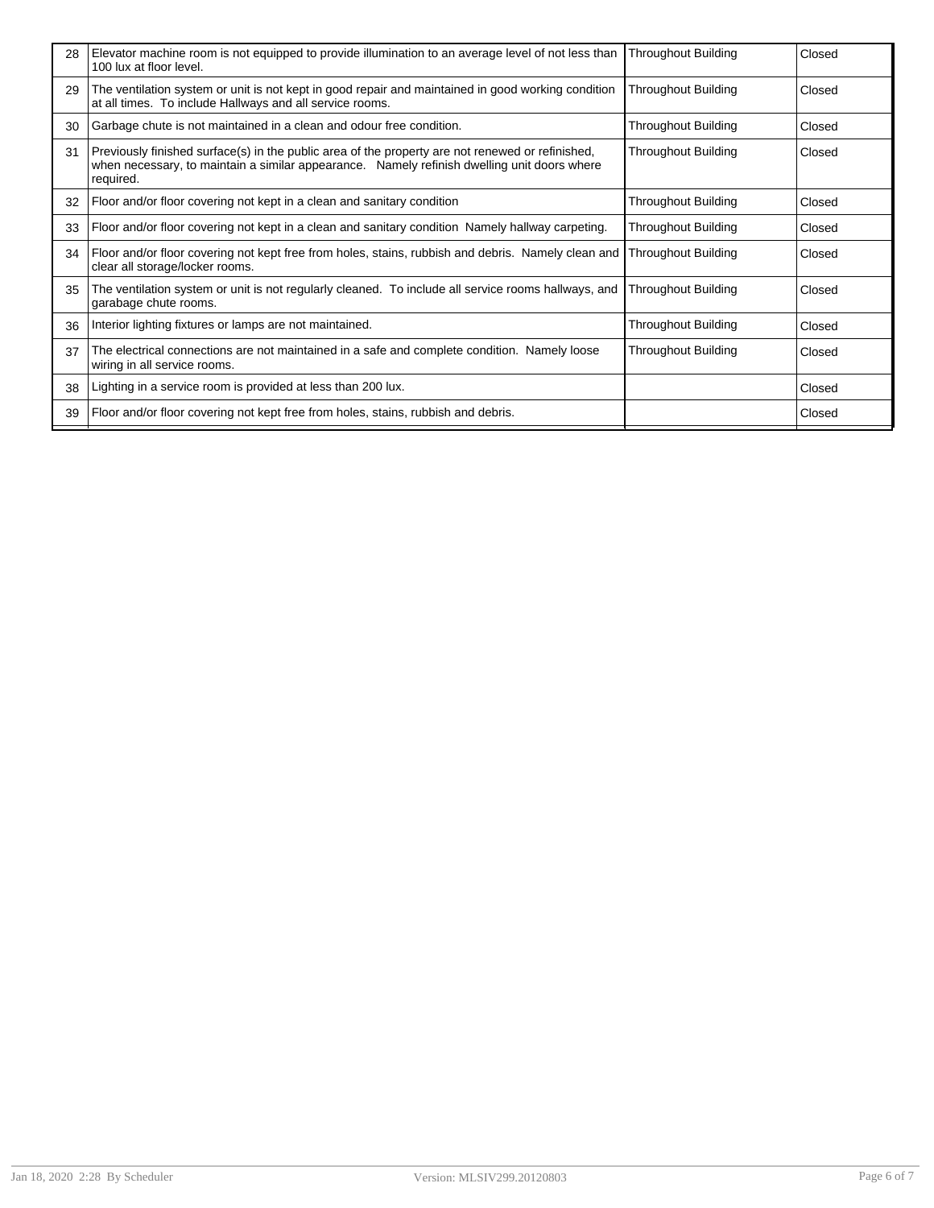| | | | |
|---|---|---|---|
| 28 | Elevator machine room is not equipped to provide illumination to an average level of not less than 100 lux at floor level. | Throughout Building | Closed |
| 29 | The ventilation system or unit is not kept in good repair and maintained in good working condition at all times. To include Hallways and all service rooms. | Throughout Building | Closed |
| 30 | Garbage chute is not maintained in a clean and odour free condition. | Throughout Building | Closed |
| 31 | Previously finished surface(s) in the public area of the property are not renewed or refinished, when necessary, to maintain a similar appearance. Namely refinish dwelling unit doors where required. | Throughout Building | Closed |
| 32 | Floor and/or floor covering not kept in a clean and sanitary condition | Throughout Building | Closed |
| 33 | Floor and/or floor covering not kept in a clean and sanitary condition Namely hallway carpeting. | Throughout Building | Closed |
| 34 | Floor and/or floor covering not kept free from holes, stains, rubbish and debris. Namely clean and clear all storage/locker rooms. | Throughout Building | Closed |
| 35 | The ventilation system or unit is not regularly cleaned. To include all service rooms hallways, and garabage chute rooms. | Throughout Building | Closed |
| 36 | Interior lighting fixtures or lamps are not maintained. | Throughout Building | Closed |
| 37 | The electrical connections are not maintained in a safe and complete condition. Namely loose wiring in all service rooms. | Throughout Building | Closed |
| 38 | Lighting in a service room is provided at less than 200 lux. | | Closed |
| 39 | Floor and/or floor covering not kept free from holes, stains, rubbish and debris. | | Closed |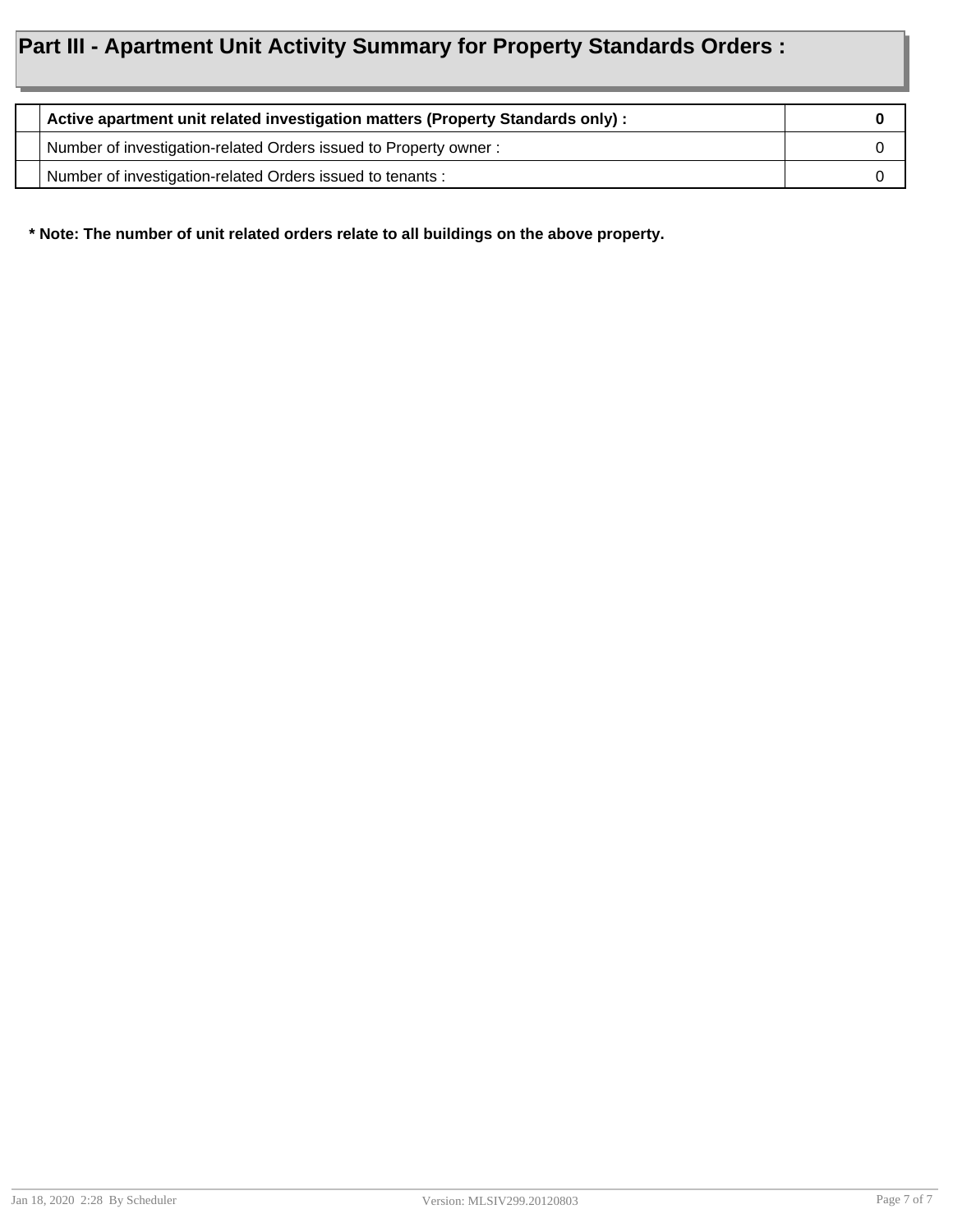## Part III - Apartment Unit Activity Summary for Property Standards Orders :

| | | |
|---|---|---|
| | **Active apartment unit related investigation matters (Property Standards only) :** | **0** |
| | Number of investigation-related Orders issued to Property owner : | 0 |
| | Number of investigation-related Orders issued to tenants : | 0 |

**\* Note: The number of unit related orders relate to all buildings on the above property.**